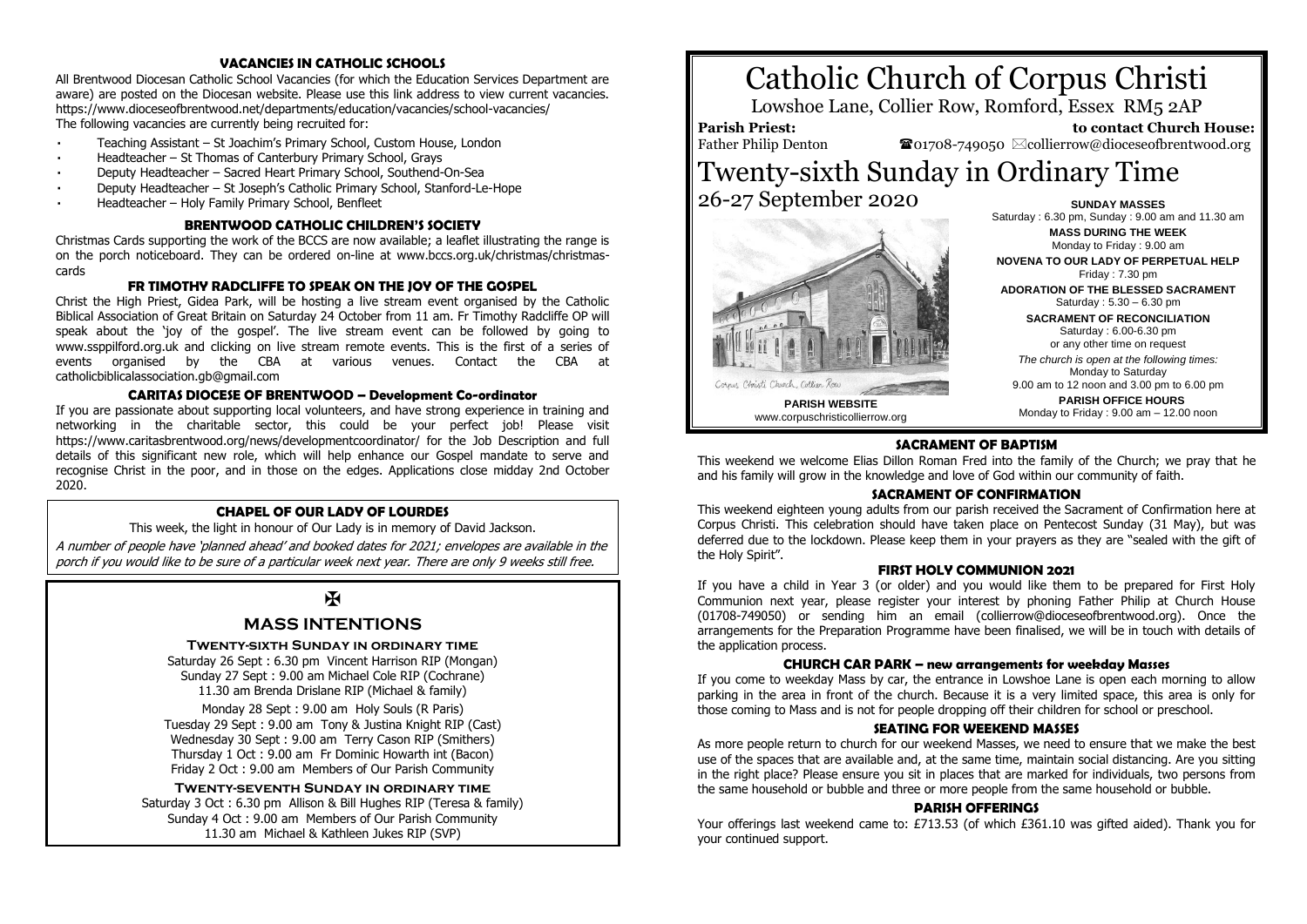# Catholic Church of Corpus Christi

Lowshoe Lane, Collier Row, Romford, Essex RM5 2AP

**Parish Priest:** Father Philip Denton

**to contact Church House:** ☎01708-749050 ✉collierrow@dioceseofbrentwood.org

# Twenty-sixth Sunday in Ordinary Time

## 26-27 September 2020

Corpus Christi Church, Collier Row

**PARISH WEBSITE**
www.corpuschristicollierrow.org

**SUNDAY MASSES**
Saturday : 6.30 pm, Sunday : 9.00 am and 11.30 am

**MASS DURING THE WEEK**
Monday to Friday : 9.00 am

**NOVENA TO OUR LADY OF PERPETUAL HELP**
Friday : 7.30 pm

**ADORATION OF THE BLESSED SACRAMENT**
Saturday : 5.30 – 6.30 pm

**SACRAMENT OF RECONCILIATION**
Saturday : 6.00-6.30 pm
or any other time on request

*The church is open at the following times:*
Monday to Saturday
9.00 am to 12 noon and 3.00 pm to 6.00 pm

**PARISH OFFICE HOURS**
Monday to Friday : 9.00 am – 12.00 noon

### SACRAMENT OF BAPTISM

This weekend we welcome Elias Dillon Roman Fred into the family of the Church; we pray that he and his family will grow in the knowledge and love of God within our community of faith.

### SACRAMENT OF CONFIRMATION

This weekend eighteen young adults from our parish received the Sacrament of Confirmation here at Corpus Christi. This celebration should have taken place on Pentecost Sunday (31 May), but was deferred due to the lockdown. Please keep them in your prayers as they are "sealed with the gift of the Holy Spirit".

### FIRST HOLY COMMUNION 2021

If you have a child in Year 3 (or older) and you would like them to be prepared for First Holy Communion next year, please register your interest by phoning Father Philip at Church House (01708-749050) or sending him an email (collierrow@dioceseofbrentwood.org). Once the arrangements for the Preparation Programme have been finalised, we will be in touch with details of the application process.

### CHURCH CAR PARK – new arrangements for weekday Masses

If you come to weekday Mass by car, the entrance in Lowshoe Lane is open each morning to allow parking in the area in front of the church. Because it is a very limited space, this area is only for those coming to Mass and is not for people dropping off their children for school or preschool.

### SEATING FOR WEEKEND MASSES

As more people return to church for our weekend Masses, we need to ensure that we make the best use of the spaces that are available and, at the same time, maintain social distancing. Are you sitting in the right place? Please ensure you sit in places that are marked for individuals, two persons from the same household or bubble and three or more people from the same household or bubble.

### PARISH OFFERINGS

Your offerings last weekend came to: £713.53 (of which £361.10 was gifted aided). Thank you for your continued support.

### VACANCIES IN CATHOLIC SCHOOLS

All Brentwood Diocesan Catholic School Vacancies (for which the Education Services Department are aware) are posted on the Diocesan website. Please use this link address to view current vacancies. https://www.dioceseofbrentwood.net/departments/education/vacancies/school-vacancies/
The following vacancies are currently being recruited for:

- Teaching Assistant – St Joachim's Primary School, Custom House, London
- Headteacher – St Thomas of Canterbury Primary School, Grays
- Deputy Headteacher – Sacred Heart Primary School, Southend-On-Sea
- Deputy Headteacher – St Joseph's Catholic Primary School, Stanford-Le-Hope
- Headteacher – Holy Family Primary School, Benfleet

### BRENTWOOD CATHOLIC CHILDREN'S SOCIETY

Christmas Cards supporting the work of the BCCS are now available; a leaflet illustrating the range is on the porch noticeboard. They can be ordered on-line at www.bccs.org.uk/christmas/christmas-cards

### FR TIMOTHY RADCLIFFE TO SPEAK ON THE JOY OF THE GOSPEL

Christ the High Priest, Gidea Park, will be hosting a live stream event organised by the Catholic Biblical Association of Great Britain on Saturday 24 October from 11 am. Fr Timothy Radcliffe OP will speak about the 'joy of the gospel'. The live stream event can be followed by going to www.ssppilford.org.uk and clicking on live stream remote events. This is the first of a series of events organised by the CBA at various venues. Contact the CBA at catholicbiblicalassociation.gb@gmail.com

### CARITAS DIOCESE OF BRENTWOOD – Development Co-ordinator

If you are passionate about supporting local volunteers, and have strong experience in training and networking in the charitable sector, this could be your perfect job! Please visit https://www.caritasbrentwood.org/news/developmentcoordinator/ for the Job Description and full details of this significant new role, which will help enhance our Gospel mandate to serve and recognise Christ in the poor, and in those on the edges. Applications close midday 2nd October 2020.

### CHAPEL OF OUR LADY OF LOURDES

This week, the light in honour of Our Lady is in memory of David Jackson.

*A number of people have 'planned ahead' and booked dates for 2021; envelopes are available in the porch if you would like to be sure of a particular week next year. There are only 9 weeks still free.*

✠

## MASS INTENTIONS

**Twenty-sixth Sunday in ordinary time**

Saturday 26 Sept : 6.30 pm Vincent Harrison RIP (Mongan)
Sunday 27 Sept : 9.00 am Michael Cole RIP (Cochrane)
11.30 am Brenda Drislane RIP (Michael & family)

Monday 28 Sept : 9.00 am Holy Souls (R Paris)
Tuesday 29 Sept : 9.00 am Tony & Justina Knight RIP (Cast)
Wednesday 30 Sept : 9.00 am Terry Cason RIP (Smithers)
Thursday 1 Oct : 9.00 am Fr Dominic Howarth int (Bacon)
Friday 2 Oct : 9.00 am Members of Our Parish Community

**Twenty-seventh Sunday in ordinary time**

Saturday 3 Oct : 6.30 pm Allison & Bill Hughes RIP (Teresa & family)
Sunday 4 Oct : 9.00 am Members of Our Parish Community
11.30 am Michael & Kathleen Jukes RIP (SVP)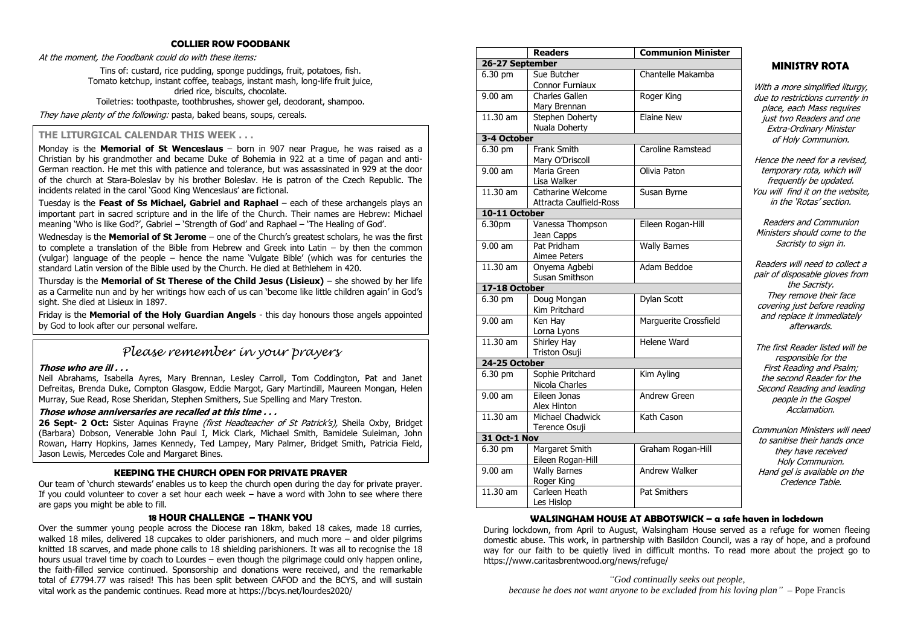## COLLIER ROW FOODBANK

*At the moment, the Foodbank could do with these items:*

Tins of: custard, rice pudding, sponge puddings, fruit, potatoes, fish.
Tomato ketchup, instant coffee, teabags, instant mash, long-life fruit juice, dried rice, biscuits, chocolate.
Toiletries: toothpaste, toothbrushes, shower gel, deodorant, shampoo.

*They have plenty of the following:* pasta, baked beans, soups, cereals.

## THE LITURGICAL CALENDAR THIS WEEK . . .

Monday is the **Memorial of St Wenceslaus** – born in 907 near Prague, he was raised as a Christian by his grandmother and became Duke of Bohemia in 922 at a time of pagan and anti-German reaction. He met this with patience and tolerance, but was assassinated in 929 at the door of the church at Stara-Boleslav by his brother Boleslav. He is patron of the Czech Republic. The incidents related in the carol 'Good King Wenceslaus' are fictional.

Tuesday is the **Feast of Ss Michael, Gabriel and Raphael** – each of these archangels plays an important part in sacred scripture and in the life of the Church. Their names are Hebrew: Michael meaning 'Who is like God?', Gabriel – 'Strength of God' and Raphael – 'The Healing of God'.

Wednesday is the **Memorial of St Jerome** – one of the Church's greatest scholars, he was the first to complete a translation of the Bible from Hebrew and Greek into Latin – by then the common (vulgar) language of the people – hence the name 'Vulgate Bible' (which was for centuries the standard Latin version of the Bible used by the Church. He died at Bethlehem in 420.

Thursday is the **Memorial of St Therese of the Child Jesus (Lisieux)** – she showed by her life as a Carmelite nun and by her writings how each of us can 'become like little children again' in God's sight. She died at Lisieux in 1897.

Friday is the **Memorial of the Holy Guardian Angels** - this day honours those angels appointed by God to look after our personal welfare.

## *Please remember in your prayers*

***Those who are ill . . .***

Neil Abrahams, Isabella Ayres, Mary Brennan, Lesley Carroll, Tom Coddington, Pat and Janet Defreitas, Brenda Duke, Compton Glasgow, Eddie Margot, Gary Martindill, Maureen Mongan, Helen Murray, Sue Read, Rose Sheridan, Stephen Smithers, Sue Spelling and Mary Treston.

***Those whose anniversaries are recalled at this time . . .***

**26 Sept- 2 Oct:** Sister Aquinas Frayne *(first Headteacher of St Patrick's),* Sheila Oxby, Bridget (Barbara) Dobson, Venerable John Paul I, Mick Clark, Michael Smith, Bamidele Suleiman, John Rowan, Harry Hopkins, James Kennedy, Ted Lampey, Mary Palmer, Bridget Smith, Patricia Field, Jason Lewis, Mercedes Cole and Margaret Bines.

## KEEPING THE CHURCH OPEN FOR PRIVATE PRAYER

Our team of 'church stewards' enables us to keep the church open during the day for private prayer. If you could volunteer to cover a set hour each week – have a word with John to see where there are gaps you might be able to fill.

## 18 HOUR CHALLENGE – THANK YOU

Over the summer young people across the Diocese ran 18km, baked 18 cakes, made 18 curries, walked 18 miles, delivered 18 cupcakes to older parishioners, and much more – and older pilgrims knitted 18 scarves, and made phone calls to 18 shielding parishioners. It was all to recognise the 18 hours usual travel time by coach to Lourdes – even though the pilgrimage could only happen online, the faith-filled service continued. Sponsorship and donations were received, and the remarkable total of £7794.77 was raised! This has been split between CAFOD and the BCYS, and will sustain vital work as the pandemic continues. Read more at https://bcys.net/lourdes2020/

| | Readers | Communion Minister |
|---|---|---|
| **26-27 September** | | |
| 6.30 pm | Sue Butcher<br>Connor Furniaux | Chantelle Makamba |
| 9.00 am | Charles Gallen<br>Mary Brennan | Roger King |
| 11.30 am | Stephen Doherty<br>Nuala Doherty | Elaine New |
| **3-4 October** | | |
| 6.30 pm | Frank Smith<br>Mary O'Driscoll | Caroline Ramstead |
| 9.00 am | Maria Green<br>Lisa Walker | Olivia Paton |
| 11.30 am | Catharine Welcome<br>Attracta Caulfield-Ross | Susan Byrne |
| **10-11 October** | | |
| 6.30pm | Vanessa Thompson<br>Jean Capps | Eileen Rogan-Hill |
| 9.00 am | Pat Pridham<br>Aimee Peters | Wally Barnes |
| 11.30 am | Onyema Agbebi<br>Susan Smithson | Adam Beddoe |
| **17-18 October** | | |
| 6.30 pm | Doug Mongan<br>Kim Pritchard | Dylan Scott |
| 9.00 am | Ken Hay<br>Lorna Lyons | Marguerite Crossfield |
| 11.30 am | Shirley Hay<br>Triston Osuji | Helene Ward |
| **24-25 October** | | |
| 6.30 pm | Sophie Pritchard<br>Nicola Charles | Kim Ayling |
| 9.00 am | Eileen Jonas<br>Alex Hinton | Andrew Green |
| 11.30 am | Michael Chadwick<br>Terence Osuji | Kath Cason |
| **31 Oct-1 Nov** | | |
| 6.30 pm | Margaret Smith<br>Eileen Rogan-Hill | Graham Rogan-Hill |
| 9.00 am | Wally Barnes<br>Roger King | Andrew Walker |
| 11.30 am | Carleen Heath<br>Les Hislop | Pat Smithers |

## MINISTRY ROTA

*With a more simplified liturgy, due to restrictions currently in place, each Mass requires just two Readers and one Extra-Ordinary Minister of Holy Communion.*

*Hence the need for a revised, temporary rota, which will frequently be updated. You will find it on the website, in the 'Rotas' section.*

*Readers and Communion Ministers should come to the Sacristy to sign in.*

*Readers will need to collect a pair of disposable gloves from the Sacristy. They remove their face covering just before reading and replace it immediately afterwards.*

*The first Reader listed will be responsible for the First Reading and Psalm; the second Reader for the Second Reading and leading people in the Gospel Acclamation.*

*Communion Ministers will need to sanitise their hands once they have received Holy Communion. Hand gel is available on the Credence Table.*

## WALSINGHAM HOUSE AT ABBOTSWICK – a safe haven in lockdown

During lockdown, from April to August, Walsingham House served as a refuge for women fleeing domestic abuse. This work, in partnership with Basildon Council, was a ray of hope, and a profound way for our faith to be quietly lived in difficult months. To read more about the project go to https://www.caritasbrentwood.org/news/refuge/

*"God continually seeks out people, because he does not want anyone to be excluded from his loving plan"* – Pope Francis